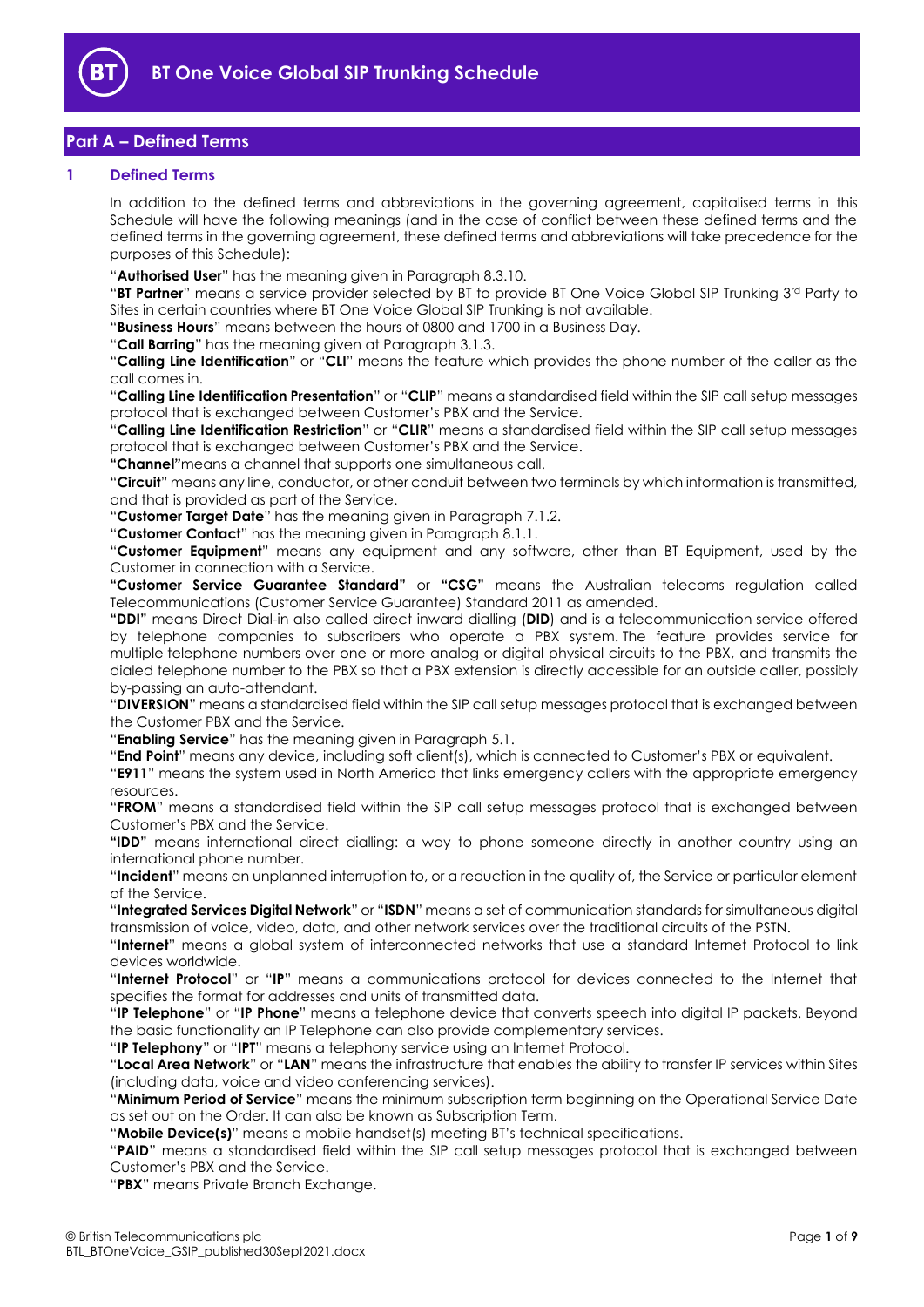# BT One Voice Global SIP Trunking Schedule

## Part A – Defined Terms

### 1 Defined Terms

In addition to the defined terms and abbreviations in the governing agreement, capitalised terms in this Schedule will have the following meanings (and in the case of conflict between these defined terms and the defined terms in the governing agreement, these defined terms and abbreviations will take precedence for the purposes of this Schedule):

"**Authorised User**" has the meaning given in Paragraph 8.3.10.

"**BT Partner**" means a service provider selected by BT to provide BT One Voice Global SIP Trunking 3rd Party to Sites in certain countries where BT One Voice Global SIP Trunking is not available.

"**Business Hours**" means between the hours of 0800 and 1700 in a Business Day.

"**Call Barring**" has the meaning given in Paragraph 3.1.3.

"**Calling Line Identification**" or "**CLI**" means the feature which provides the phone number of the caller as the call comes in.

"**Calling Line Identification Presentation**" or "**CLIP**" means a standardised field within the SIP call setup messages protocol that is exchanged between Customer's PBX and the Service.

"**Calling Line Identification Restriction**" or "**CLIR**" means a standardised field within the SIP call setup messages protocol that is exchanged between Customer's PBX and the Service.

**"Channel"** means a channel that supports one simultaneous call.

"**Circuit**" means any line, conductor, or other conduit between two terminals by which information is transmitted, and that is provided as part of the Service.

"**Customer Target Date**" has the meaning given in Paragraph 7.1.2.

"**Customer Contact**" has the meaning given in Paragraph 8.1.1.

"**Customer Equipment**" means any equipment and any software, other than BT Equipment, used by the Customer in connection with a Service.

**"Customer Service Guarantee Standard"** or **"CSG"** means the Australian telecoms regulation called Telecommunications (Customer Service Guarantee) Standard 2011 as amended.

**"DDI"** means Direct Dial-in also called direct inward dialling (**DID**) and is a telecommunication service offered by telephone companies to subscribers who operate a PBX system. The feature provides service for multiple telephone numbers over one or more analog or digital physical circuits to the PBX, and transmits the dialed telephone number to the PBX so that a PBX extension is directly accessible for an outside caller, possibly by-passing an auto-attendant.

"**DIVERSION**" means a standardised field within the SIP call setup messages protocol that is exchanged between the Customer PBX and the Service.

"**Enabling Service**" has the meaning given in Paragraph 5.1.

"**End Point**" means any device, including soft client(s), which is connected to Customer's PBX or equivalent.

"**E911**" means the system used in North America that links emergency callers with the appropriate emergency resources.

"**FROM**" means a standardised field within the SIP call setup messages protocol that is exchanged between Customer's PBX and the Service.

**"IDD"** means international direct dialling: a way to phone someone directly in another country using an international phone number.

"**Incident**" means an unplanned interruption to, or a reduction in the quality of, the Service or particular element of the Service.

"**Integrated Services Digital Network**" or "**ISDN**" means a set of communication standards for simultaneous digital transmission of voice, video, data, and other network services over the traditional circuits of the PSTN.

"**Internet**" means a global system of interconnected networks that use a standard Internet Protocol to link devices worldwide.

"**Internet Protocol**" or "**IP**" means a communications protocol for devices connected to the Internet that specifies the format for addresses and units of transmitted data.

"**IP Telephone**" or "**IP Phone**" means a telephone device that converts speech into digital IP packets. Beyond the basic functionality an IP Telephone can also provide complementary services.

"**IP Telephony**" or "**IPT**" means a telephony service using an Internet Protocol.

"**Local Area Network**" or "**LAN**" means the infrastructure that enables the ability to transfer IP services within Sites (including data, voice and video conferencing services).

"**Minimum Period of Service**" means the minimum subscription term beginning on the Operational Service Date as set out on the Order. It can also be known as Subscription Term.

"**Mobile Device(s)**" means a mobile handset(s) meeting BT's technical specifications.

"**PAID**" means a standardised field within the SIP call setup messages protocol that is exchanged between Customer's PBX and the Service.

"**PBX**" means Private Branch Exchange.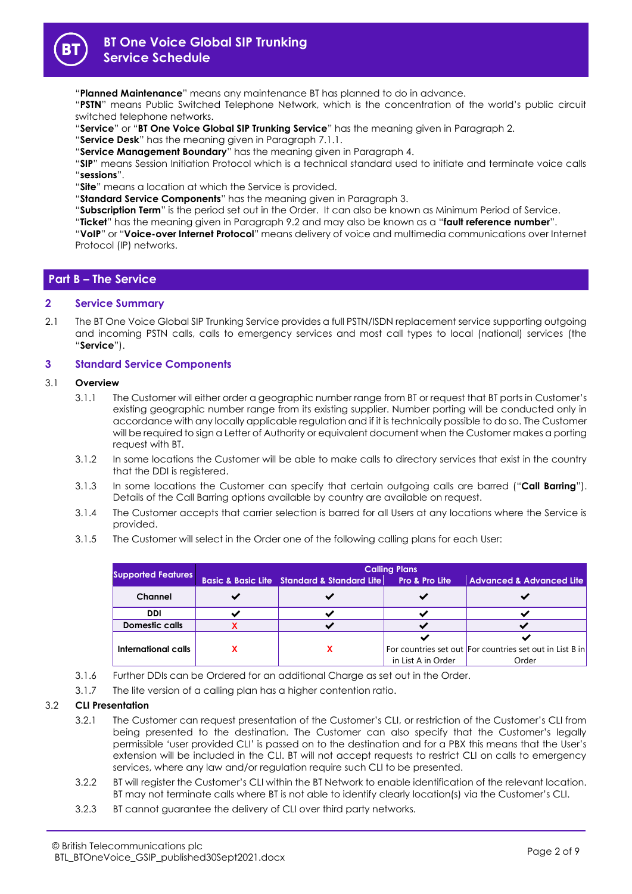"**Planned Maintenance**" means any maintenance BT has planned to do in advance.

"**PSTN**" means Public Switched Telephone Network, which is the concentration of the world's public circuit switched telephone networks.

"**Service**" or "**BT One Voice Global SIP Trunking Service**" has the meaning given in Paragraph 2.

"**Service Desk**" has the meaning given in Paragraph 7.1.1.

"**Service Management Boundary**" has the meaning given in Paragraph 4.

"**SIP**" means Session Initiation Protocol which is a technical standard used to initiate and terminate voice calls "**sessions**".

"**Site**" means a location at which the Service is provided.

"**Standard Service Components**" has the meaning given in Paragraph 3.

"**Subscription Term**" is the period set out in the Order. It can also be known as Minimum Period of Service.

"**Ticket**" has the meaning given in Paragraph 9.2 and may also be known as a "**fault reference number**".

"**VoIP**" or "**Voice-over Internet Protocol**" means delivery of voice and multimedia communications over Internet Protocol (IP) networks.

## Part B – The Service

## 2 Service Summary

2.1 The BT One Voice Global SIP Trunking Service provides a full PSTN/ISDN replacement service supporting outgoing and incoming PSTN calls, calls to emergency services and most call types to local (national) services (the "**Service**").

## 3 Standard Service Components

3.1 **Overview**

3.1.1 The Customer will either order a geographic number range from BT or request that BT ports in Customer's existing geographic number range from its existing supplier. Number porting will be conducted only in accordance with any locally applicable regulation and if it is technically possible to do so. The Customer will be required to sign a Letter of Authority or equivalent document when the Customer makes a porting request with BT.

3.1.2 In some locations the Customer will be able to make calls to directory services that exist in the country that the DDI is registered.

3.1.3 In some locations the Customer can specify that certain outgoing calls are barred ("**Call Barring**"). Details of the Call Barring options available by country are available on request.

3.1.4 The Customer accepts that carrier selection is barred for all Users at any locations where the Service is provided.

3.1.5 The Customer will select in the Order one of the following calling plans for each User:

| Supported Features | Calling Plans | | | |
|---|---|---|---|---|
| | Basic & Basic Lite | Standard & Standard Lite | Pro & Pro Lite | Advanced & Advanced Lite |
| Channel | ✔ | ✔ | ✔ | ✔ |
| DDI | ✔ | ✔ | ✔ | ✔ |
| Domestic calls | X | ✔ | ✔ | ✔ |
| International calls | X | X | ✔ For countries set out in List A in Order | ✔ For countries set out in List B in Order |

3.1.6 Further DDIs can be Ordered for an additional Charge as set out in the Order.

3.1.7 The lite version of a calling plan has a higher contention ratio.

3.2 **CLI Presentation**

3.2.1 The Customer can request presentation of the Customer's CLI, or restriction of the Customer's CLI from being presented to the destination. The Customer can also specify that the Customer's legally permissible 'user provided CLI' is passed on to the destination and for a PBX this means that the User's extension will be included in the CLI. BT will not accept requests to restrict CLI on calls to emergency services, where any law and/or regulation require such CLI to be presented.

3.2.2 BT will register the Customer's CLI within the BT Network to enable identification of the relevant location. BT may not terminate calls where BT is not able to identify clearly location(s) via the Customer's CLI.

3.2.3 BT cannot guarantee the delivery of CLI over third party networks.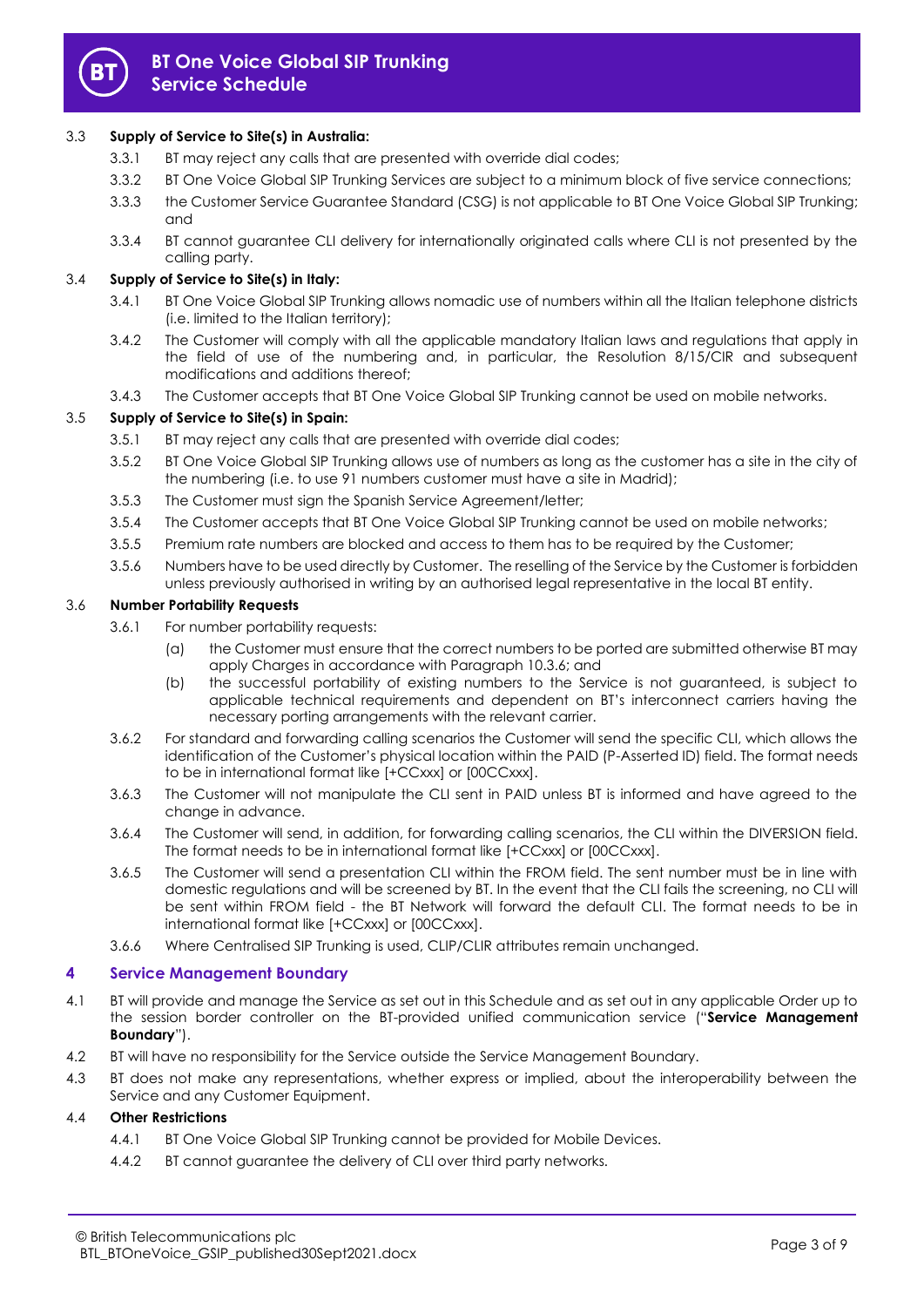3.3 **Supply of Service to Site(s) in Australia:**

3.3.1 BT may reject any calls that are presented with override dial codes;

3.3.2 BT One Voice Global SIP Trunking Services are subject to a minimum block of five service connections;

3.3.3 the Customer Service Guarantee Standard (CSG) is not applicable to BT One Voice Global SIP Trunking; and

3.3.4 BT cannot guarantee CLI delivery for internationally originated calls where CLI is not presented by the calling party.

3.4 **Supply of Service to Site(s) in Italy:**

3.4.1 BT One Voice Global SIP Trunking allows nomadic use of numbers within all the Italian telephone districts (i.e. limited to the Italian territory);

3.4.2 The Customer will comply with all the applicable mandatory Italian laws and regulations that apply in the field of use of the numbering and, in particular, the Resolution 8/15/CIR and subsequent modifications and additions thereof;

3.4.3 The Customer accepts that BT One Voice Global SIP Trunking cannot be used on mobile networks.

3.5 **Supply of Service to Site(s) in Spain:**

3.5.1 BT may reject any calls that are presented with override dial codes;

3.5.2 BT One Voice Global SIP Trunking allows use of numbers as long as the customer has a site in the city of the numbering (i.e. to use 91 numbers customer must have a site in Madrid);

3.5.3 The Customer must sign the Spanish Service Agreement/letter;

3.5.4 The Customer accepts that BT One Voice Global SIP Trunking cannot be used on mobile networks;

3.5.5 Premium rate numbers are blocked and access to them has to be required by the Customer;

3.5.6 Numbers have to be used directly by Customer. The reselling of the Service by the Customer is forbidden unless previously authorised in writing by an authorised legal representative in the local BT entity.

3.6 **Number Portability Requests**

3.6.1 For number portability requests:

(a) the Customer must ensure that the correct numbers to be ported are submitted otherwise BT may apply Charges in accordance with Paragraph 10.3.6; and

(b) the successful portability of existing numbers to the Service is not guaranteed, is subject to applicable technical requirements and dependent on BT's interconnect carriers having the necessary porting arrangements with the relevant carrier.

3.6.2 For standard and forwarding calling scenarios the Customer will send the specific CLI, which allows the identification of the Customer's physical location within the PAID (P-Asserted ID) field. The format needs to be in international format like [+CCxxx] or [00CCxxx].

3.6.3 The Customer will not manipulate the CLI sent in PAID unless BT is informed and have agreed to the change in advance.

3.6.4 The Customer will send, in addition, for forwarding calling scenarios, the CLI within the DIVERSION field. The format needs to be in international format like [+CCxxx] or [00CCxxx].

3.6.5 The Customer will send a presentation CLI within the FROM field. The sent number must be in line with domestic regulations and will be screened by BT. In the event that the CLI fails the screening, no CLI will be sent within FROM field - the BT Network will forward the default CLI. The format needs to be in international format like [+CCxxx] or [00CCxxx].

3.6.6 Where Centralised SIP Trunking is used, CLIP/CLIR attributes remain unchanged.

## 4 Service Management Boundary

4.1 BT will provide and manage the Service as set out in this Schedule and as set out in any applicable Order up to the session border controller on the BT-provided unified communication service ("**Service Management Boundary**").

4.2 BT will have no responsibility for the Service outside the Service Management Boundary.

4.3 BT does not make any representations, whether express or implied, about the interoperability between the Service and any Customer Equipment.

4.4 **Other Restrictions**

4.4.1 BT One Voice Global SIP Trunking cannot be provided for Mobile Devices.

4.4.2 BT cannot guarantee the delivery of CLI over third party networks.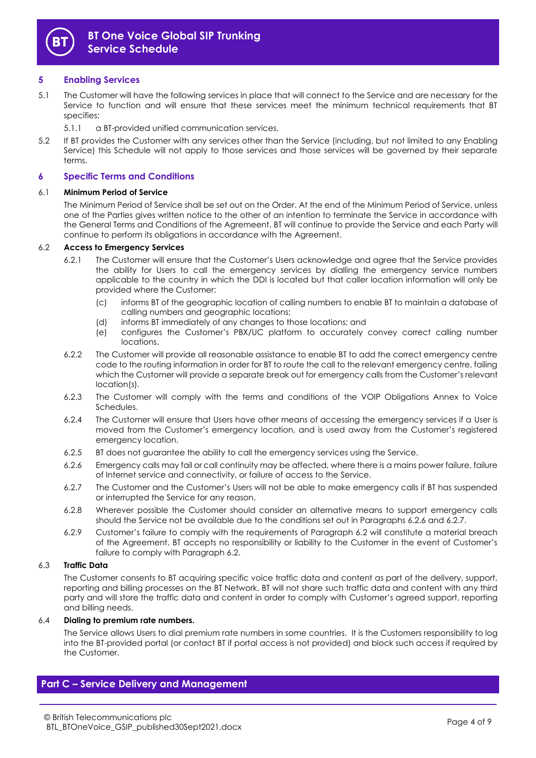## 5 Enabling Services

5.1 The Customer will have the following services in place that will connect to the Service and are necessary for the Service to function and will ensure that these services meet the minimum technical requirements that BT specifies;

5.1.1 a BT-provided unified communication services,

5.2 If BT provides the Customer with any services other than the Service (including, but not limited to any Enabling Service) this Schedule will not apply to those services and those services will be governed by their separate terms.

## 6 Specific Terms and Conditions

### 6.1 Minimum Period of Service

The Minimum Period of Service shall be set out on the Order. At the end of the Minimum Period of Service, unless one of the Parties gives written notice to the other of an intention to terminate the Service in accordance with the General Terms and Conditions of the Agreement, BT will continue to provide the Service and each Party will continue to perform its obligations in accordance with the Agreement.

### 6.2 Access to Emergency Services

6.2.1 The Customer will ensure that the Customer's Users acknowledge and agree that the Service provides the ability for Users to call the emergency services by dialling the emergency service numbers applicable to the country in which the DDI is located but that caller location information will only be provided where the Customer:

(c) informs BT of the geographic location of calling numbers to enable BT to maintain a database of calling numbers and geographic locations;

(d) informs BT immediately of any changes to those locations; and

(e) configures the Customer's PBX/UC platform to accurately convey correct calling number locations.

6.2.2 The Customer will provide all reasonable assistance to enable BT to add the correct emergency centre code to the routing information in order for BT to route the call to the relevant emergency centre, failing which the Customer will provide a separate break out for emergency calls from the Customer's relevant location(s).

6.2.3 The Customer will comply with the terms and conditions of the VOIP Obligations Annex to Voice Schedules.

6.2.4 The Customer will ensure that Users have other means of accessing the emergency services if a User is moved from the Customer's emergency location, and is used away from the Customer's registered emergency location.

6.2.5 BT does not guarantee the ability to call the emergency services using the Service.

6.2.6 Emergency calls may fail or call continuity may be affected, where there is a mains power failure, failure of Internet service and connectivity, or failure of access to the Service.

6.2.7 The Customer and the Customer's Users will not be able to make emergency calls if BT has suspended or interrupted the Service for any reason.

6.2.8 Wherever possible the Customer should consider an alternative means to support emergency calls should the Service not be available due to the conditions set out in Paragraphs 6.2.6 and 6.2.7.

6.2.9 Customer's failure to comply with the requirements of Paragraph 6.2 will constitute a material breach of the Agreement. BT accepts no responsibility or liability to the Customer in the event of Customer's failure to comply with Paragraph 6.2.

### 6.3 Traffic Data

The Customer consents to BT acquiring specific voice traffic data and content as part of the delivery, support, reporting and billing processes on the BT Network. BT will not share such traffic data and content with any third party and will store the traffic data and content in order to comply with Customer's agreed support, reporting and billing needs.

### 6.4 Dialing to premium rate numbers.

The Service allows Users to dial premium rate numbers in some countries. It is the Customers responsibility to log into the BT-provided portal (or contact BT if portal access is not provided) and block such access if required by the Customer.

## Part C – Service Delivery and Management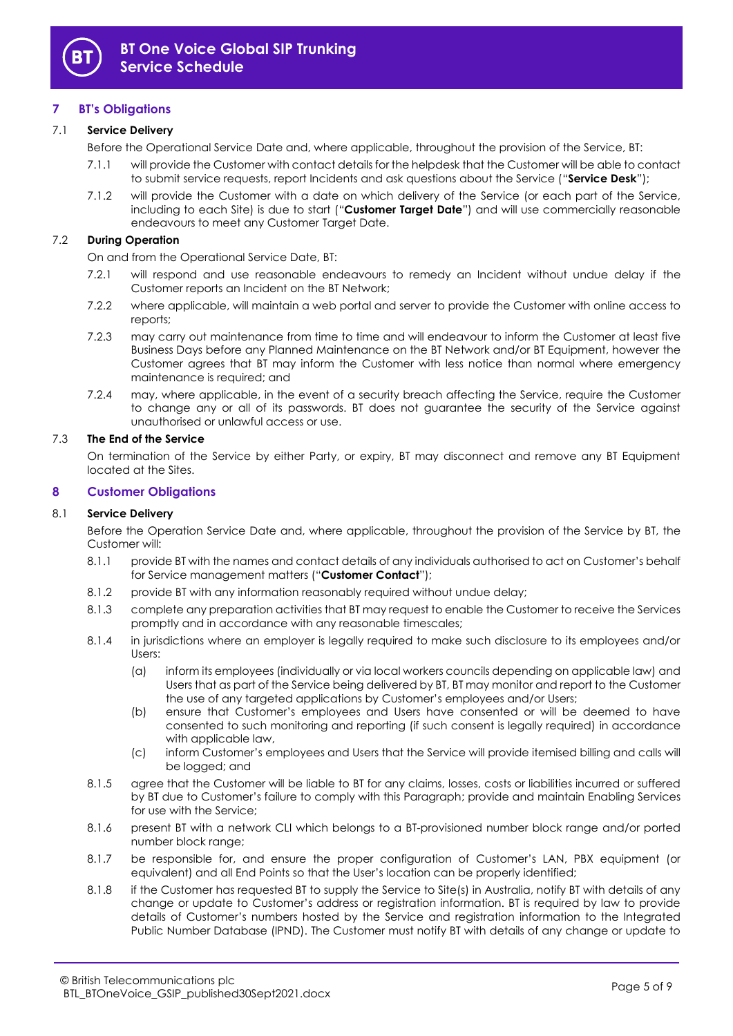## 7 BT's Obligations

### 7.1 Service Delivery

Before the Operational Service Date and, where applicable, throughout the provision of the Service, BT:

7.1.1 will provide the Customer with contact details for the helpdesk that the Customer will be able to contact to submit service requests, report Incidents and ask questions about the Service ("**Service Desk**");

7.1.2 will provide the Customer with a date on which delivery of the Service (or each part of the Service, including to each Site) is due to start ("**Customer Target Date**") and will use commercially reasonable endeavours to meet any Customer Target Date.

### 7.2 During Operation

On and from the Operational Service Date, BT:

7.2.1 will respond and use reasonable endeavours to remedy an Incident without undue delay if the Customer reports an Incident on the BT Network;

7.2.2 where applicable, will maintain a web portal and server to provide the Customer with online access to reports;

7.2.3 may carry out maintenance from time to time and will endeavour to inform the Customer at least five Business Days before any Planned Maintenance on the BT Network and/or BT Equipment, however the Customer agrees that BT may inform the Customer with less notice than normal where emergency maintenance is required; and

7.2.4 may, where applicable, in the event of a security breach affecting the Service, require the Customer to change any or all of its passwords. BT does not guarantee the security of the Service against unauthorised or unlawful access or use.

### 7.3 The End of the Service

On termination of the Service by either Party, or expiry, BT may disconnect and remove any BT Equipment located at the Sites.

## 8 Customer Obligations

### 8.1 Service Delivery

Before the Operation Service Date and, where applicable, throughout the provision of the Service by BT, the Customer will:

8.1.1 provide BT with the names and contact details of any individuals authorised to act on Customer's behalf for Service management matters ("**Customer Contact**");

8.1.2 provide BT with any information reasonably required without undue delay;

8.1.3 complete any preparation activities that BT may request to enable the Customer to receive the Services promptly and in accordance with any reasonable timescales;

8.1.4 in jurisdictions where an employer is legally required to make such disclosure to its employees and/or Users:

(a) inform its employees (individually or via local workers councils depending on applicable law) and Users that as part of the Service being delivered by BT, BT may monitor and report to the Customer the use of any targeted applications by Customer's employees and/or Users;

(b) ensure that Customer's employees and Users have consented or will be deemed to have consented to such monitoring and reporting (if such consent is legally required) in accordance with applicable law,

(c) inform Customer's employees and Users that the Service will provide itemised billing and calls will be logged; and

8.1.5 agree that the Customer will be liable to BT for any claims, losses, costs or liabilities incurred or suffered by BT due to Customer's failure to comply with this Paragraph; provide and maintain Enabling Services for use with the Service;

8.1.6 present BT with a network CLI which belongs to a BT-provisioned number block range and/or ported number block range;

8.1.7 be responsible for, and ensure the proper configuration of Customer's LAN, PBX equipment (or equivalent) and all End Points so that the User's location can be properly identified;

8.1.8 if the Customer has requested BT to supply the Service to Site(s) in Australia, notify BT with details of any change or update to Customer's address or registration information. BT is required by law to provide details of Customer's numbers hosted by the Service and registration information to the Integrated Public Number Database (IPND). The Customer must notify BT with details of any change or update to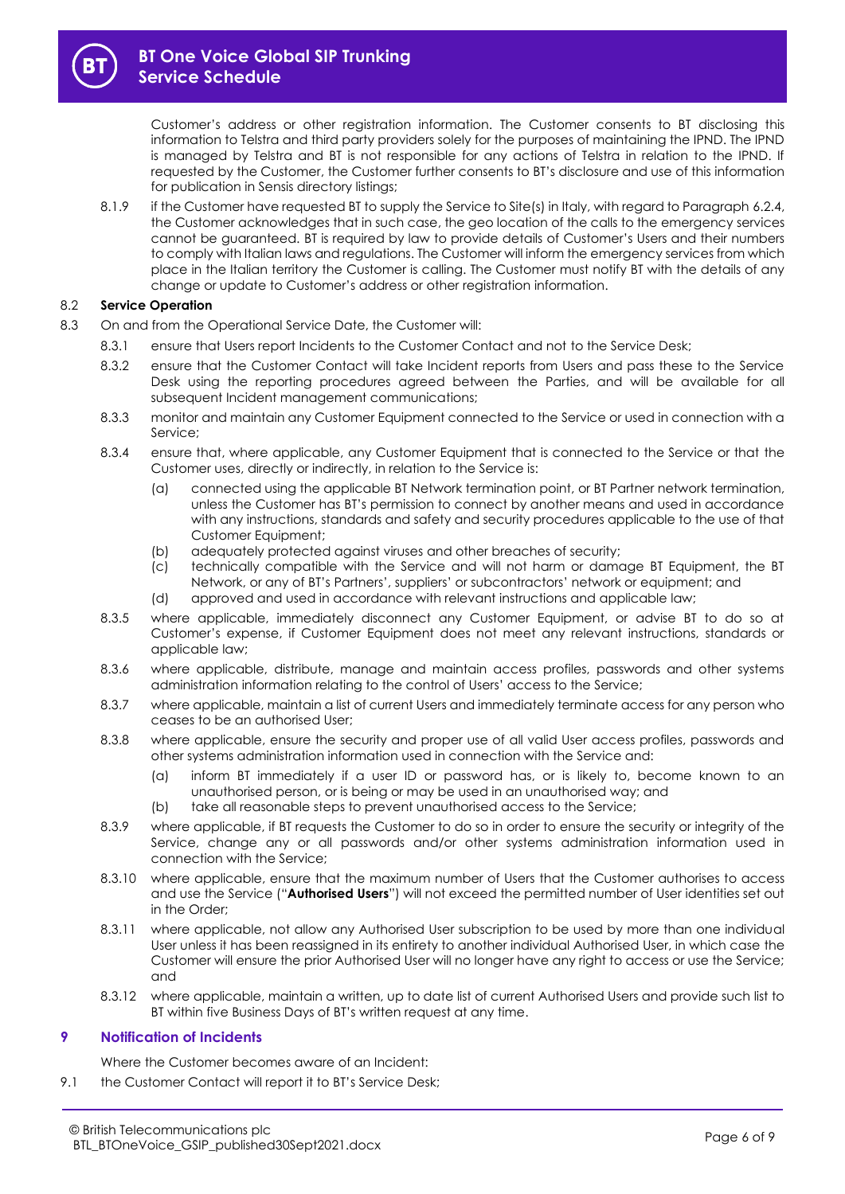Customer's address or other registration information. The Customer consents to BT disclosing this information to Telstra and third party providers solely for the purposes of maintaining the IPND. The IPND is managed by Telstra and BT is not responsible for any actions of Telstra in relation to the IPND. If requested by the Customer, the Customer further consents to BT's disclosure and use of this information for publication in Sensis directory listings;

8.1.9 if the Customer have requested BT to supply the Service to Site(s) in Italy, with regard to Paragraph 6.2.4, the Customer acknowledges that in such case, the geo location of the calls to the emergency services cannot be guaranteed. BT is required by law to provide details of Customer's Users and their numbers to comply with Italian laws and regulations. The Customer will inform the emergency services from which place in the Italian territory the Customer is calling. The Customer must notify BT with the details of any change or update to Customer's address or other registration information.

8.2 **Service Operation**

8.3 On and from the Operational Service Date, the Customer will:

8.3.1 ensure that Users report Incidents to the Customer Contact and not to the Service Desk;

8.3.2 ensure that the Customer Contact will take Incident reports from Users and pass these to the Service Desk using the reporting procedures agreed between the Parties, and will be available for all subsequent Incident management communications;

8.3.3 monitor and maintain any Customer Equipment connected to the Service or used in connection with a Service;

8.3.4 ensure that, where applicable, any Customer Equipment that is connected to the Service or that the Customer uses, directly or indirectly, in relation to the Service is:

(a) connected using the applicable BT Network termination point, or BT Partner network termination, unless the Customer has BT's permission to connect by another means and used in accordance with any instructions, standards and safety and security procedures applicable to the use of that Customer Equipment;

(b) adequately protected against viruses and other breaches of security;

(c) technically compatible with the Service and will not harm or damage BT Equipment, the BT Network, or any of BT's Partners', suppliers' or subcontractors' network or equipment; and

(d) approved and used in accordance with relevant instructions and applicable law;

8.3.5 where applicable, immediately disconnect any Customer Equipment, or advise BT to do so at Customer's expense, if Customer Equipment does not meet any relevant instructions, standards or applicable law;

8.3.6 where applicable, distribute, manage and maintain access profiles, passwords and other systems administration information relating to the control of Users' access to the Service;

8.3.7 where applicable, maintain a list of current Users and immediately terminate access for any person who ceases to be an authorised User;

8.3.8 where applicable, ensure the security and proper use of all valid User access profiles, passwords and other systems administration information used in connection with the Service and:

(a) inform BT immediately if a user ID or password has, or is likely to, become known to an unauthorised person, or is being or may be used in an unauthorised way; and

(b) take all reasonable steps to prevent unauthorised access to the Service;

8.3.9 where applicable, if BT requests the Customer to do so in order to ensure the security or integrity of the Service, change any or all passwords and/or other systems administration information used in connection with the Service;

8.3.10 where applicable, ensure that the maximum number of Users that the Customer authorises to access and use the Service ("**Authorised Users**") will not exceed the permitted number of User identities set out in the Order;

8.3.11 where applicable, not allow any Authorised User subscription to be used by more than one individual User unless it has been reassigned in its entirety to another individual Authorised User, in which case the Customer will ensure the prior Authorised User will no longer have any right to access or use the Service; and

8.3.12 where applicable, maintain a written, up to date list of current Authorised Users and provide such list to BT within five Business Days of BT's written request at any time.

## 9 Notification of Incidents

Where the Customer becomes aware of an Incident:

9.1 the Customer Contact will report it to BT's Service Desk;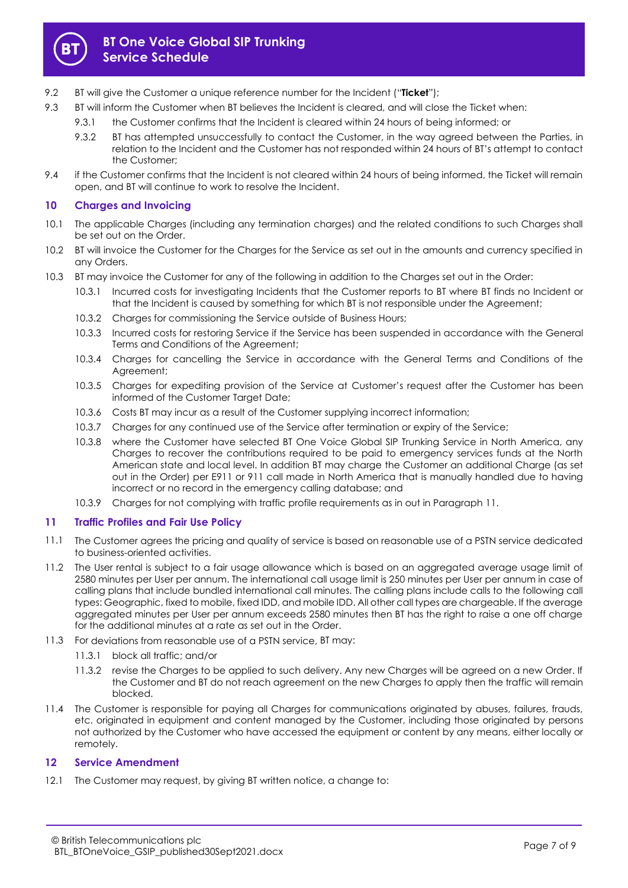9.2 BT will give the Customer a unique reference number for the Incident ("**Ticket**");

9.3 BT will inform the Customer when BT believes the Incident is cleared, and will close the Ticket when:

9.3.1 the Customer confirms that the Incident is cleared within 24 hours of being informed; or

9.3.2 BT has attempted unsuccessfully to contact the Customer, in the way agreed between the Parties, in relation to the Incident and the Customer has not responded within 24 hours of BT's attempt to contact the Customer;

9.4 if the Customer confirms that the Incident is not cleared within 24 hours of being informed, the Ticket will remain open, and BT will continue to work to resolve the Incident.

## 10 Charges and Invoicing

10.1 The applicable Charges (including any termination charges) and the related conditions to such Charges shall be set out on the Order.

10.2 BT will invoice the Customer for the Charges for the Service as set out in the amounts and currency specified in any Orders.

10.3 BT may invoice the Customer for any of the following in addition to the Charges set out in the Order:

10.3.1 Incurred costs for investigating Incidents that the Customer reports to BT where BT finds no Incident or that the Incident is caused by something for which BT is not responsible under the Agreement;

10.3.2 Charges for commissioning the Service outside of Business Hours;

10.3.3 Incurred costs for restoring Service if the Service has been suspended in accordance with the General Terms and Conditions of the Agreement;

10.3.4 Charges for cancelling the Service in accordance with the General Terms and Conditions of the Agreement;

10.3.5 Charges for expediting provision of the Service at Customer's request after the Customer has been informed of the Customer Target Date;

10.3.6 Costs BT may incur as a result of the Customer supplying incorrect information;

10.3.7 Charges for any continued use of the Service after termination or expiry of the Service;

10.3.8 where the Customer have selected BT One Voice Global SIP Trunking Service in North America, any Charges to recover the contributions required to be paid to emergency services funds at the North American state and local level. In addition BT may charge the Customer an additional Charge (as set out in the Order) per E911 or 911 call made in North America that is manually handled due to having incorrect or no record in the emergency calling database; and

10.3.9 Charges for not complying with traffic profile requirements as in out in Paragraph 11.

## 11 Traffic Profiles and Fair Use Policy

11.1 The Customer agrees the pricing and quality of service is based on reasonable use of a PSTN service dedicated to business-oriented activities.

11.2 The User rental is subject to a fair usage allowance which is based on an aggregated average usage limit of 2580 minutes per User per annum. The international call usage limit is 250 minutes per User per annum in case of calling plans that include bundled international call minutes. The calling plans include calls to the following call types: Geographic, fixed to mobile, fixed IDD, and mobile IDD. All other call types are chargeable. If the average aggregated minutes per User per annum exceeds 2580 minutes then BT has the right to raise a one off charge for the additional minutes at a rate as set out in the Order.

11.3 For deviations from reasonable use of a PSTN service, BT may:

11.3.1 block all traffic; and/or

11.3.2 revise the Charges to be applied to such delivery. Any new Charges will be agreed on a new Order. If the Customer and BT do not reach agreement on the new Charges to apply then the traffic will remain blocked.

11.4 The Customer is responsible for paying all Charges for communications originated by abuses, failures, frauds, etc. originated in equipment and content managed by the Customer, including those originated by persons not authorized by the Customer who have accessed the equipment or content by any means, either locally or remotely.

## 12 Service Amendment

12.1 The Customer may request, by giving BT written notice, a change to: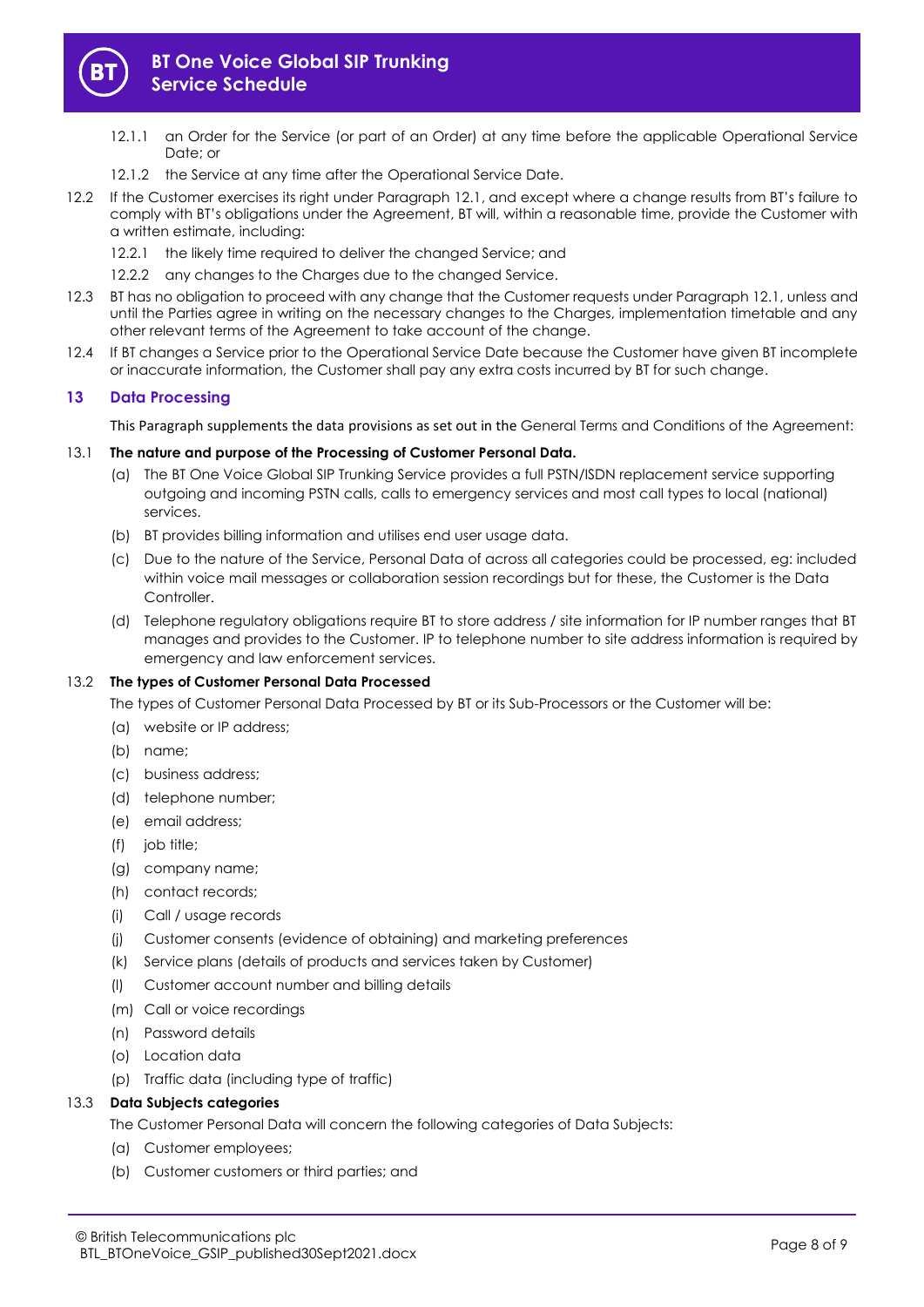12.1.1 an Order for the Service (or part of an Order) at any time before the applicable Operational Service Date; or

12.1.2 the Service at any time after the Operational Service Date.

12.2 If the Customer exercises its right under Paragraph 12.1, and except where a change results from BT's failure to comply with BT's obligations under the Agreement, BT will, within a reasonable time, provide the Customer with a written estimate, including:

12.2.1 the likely time required to deliver the changed Service; and

12.2.2 any changes to the Charges due to the changed Service.

12.3 BT has no obligation to proceed with any change that the Customer requests under Paragraph 12.1, unless and until the Parties agree in writing on the necessary changes to the Charges, implementation timetable and any other relevant terms of the Agreement to take account of the change.

12.4 If BT changes a Service prior to the Operational Service Date because the Customer have given BT incomplete or inaccurate information, the Customer shall pay any extra costs incurred by BT for such change.

## 13 Data Processing

This Paragraph supplements the data provisions as set out in the General Terms and Conditions of the Agreement:

13.1 **The nature and purpose of the Processing of Customer Personal Data.**

(a) The BT One Voice Global SIP Trunking Service provides a full PSTN/ISDN replacement service supporting outgoing and incoming PSTN calls, calls to emergency services and most call types to local (national) services.

(b) BT provides billing information and utilises end user usage data.

(c) Due to the nature of the Service, Personal Data of across all categories could be processed, eg: included within voice mail messages or collaboration session recordings but for these, the Customer is the Data Controller.

(d) Telephone regulatory obligations require BT to store address / site information for IP number ranges that BT manages and provides to the Customer. IP to telephone number to site address information is required by emergency and law enforcement services.

13.2 **The types of Customer Personal Data Processed**

The types of Customer Personal Data Processed by BT or its Sub-Processors or the Customer will be:

(a) website or IP address;

(b) name;

(c) business address;

(d) telephone number;

(e) email address;

(f) job title;

(g) company name;

(h) contact records;

(i) Call / usage records

(j) Customer consents (evidence of obtaining) and marketing preferences

(k) Service plans (details of products and services taken by Customer)

(l) Customer account number and billing details

(m) Call or voice recordings

(n) Password details

(o) Location data

(p) Traffic data (including type of traffic)

13.3 **Data Subjects categories**

The Customer Personal Data will concern the following categories of Data Subjects:

(a) Customer employees;

(b) Customer customers or third parties; and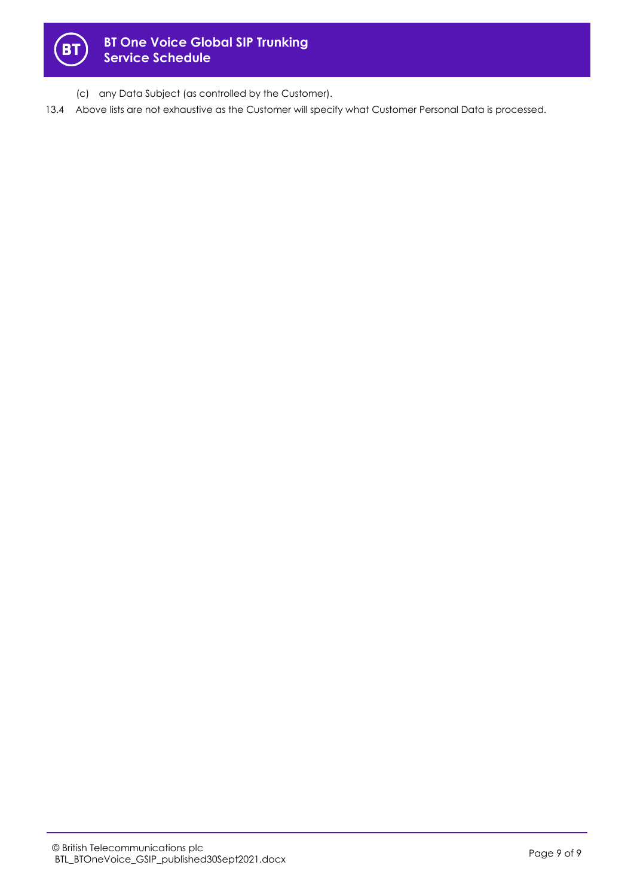(c) any Data Subject (as controlled by the Customer).

13.4 Above lists are not exhaustive as the Customer will specify what Customer Personal Data is processed.